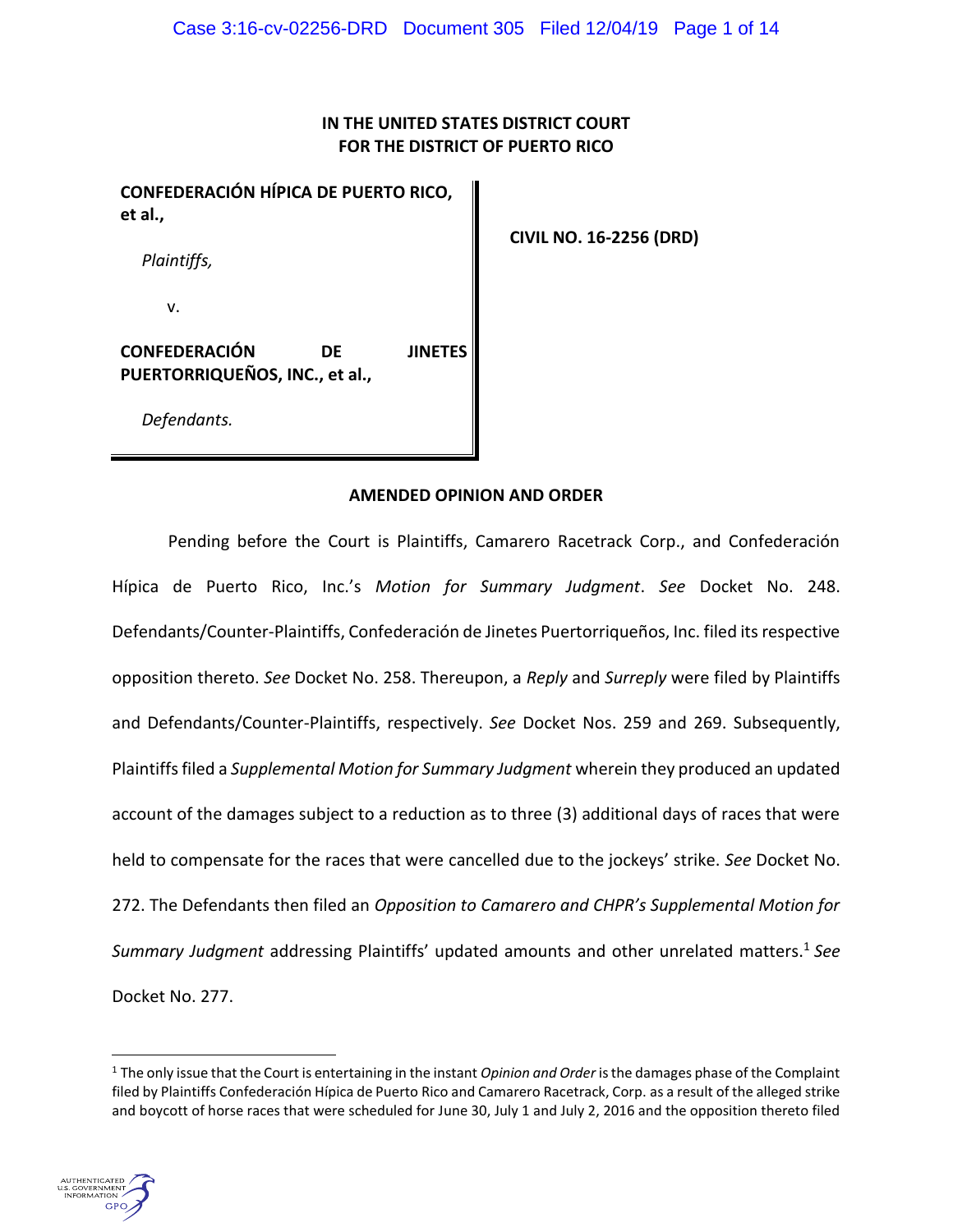**IN THE UNITED STATES DISTRICT COURT**
**FOR THE DISTRICT OF PUERTO RICO**

| | |
|---|---|
| **CONFEDERACIÓN HÍPICA DE PUERTO RICO, et al.,**<br><br>*Plaintiffs,*<br><br>v.<br><br>**CONFEDERACIÓN DE JINETES PUERTORRIQUEÑOS, INC., et al.,**<br><br>*Defendants.* | **CIVIL NO. 16-2256 (DRD)** |

**AMENDED OPINION AND ORDER**

Pending before the Court is Plaintiffs, Camarero Racetrack Corp., and Confederación Hípica de Puerto Rico, Inc.'s *Motion for Summary Judgment*. *See* Docket No. 248. Defendants/Counter-Plaintiffs, Confederación de Jinetes Puertorriqueños, Inc. filed its respective opposition thereto. *See* Docket No. 258. Thereupon, a *Reply* and *Surreply* were filed by Plaintiffs and Defendants/Counter-Plaintiffs, respectively. *See* Docket Nos. 259 and 269. Subsequently, Plaintiffs filed a *Supplemental Motion for Summary Judgment* wherein they produced an updated account of the damages subject to a reduction as to three (3) additional days of races that were held to compensate for the races that were cancelled due to the jockeys' strike. *See* Docket No. 272. The Defendants then filed an *Opposition to Camarero and CHPR's Supplemental Motion for Summary Judgment* addressing Plaintiffs' updated amounts and other unrelated matters.[1] *See* Docket No. 277.

[1] The only issue that the Court is entertaining in the instant *Opinion and Order* is the damages phase of the Complaint filed by Plaintiffs Confederación Hípica de Puerto Rico and Camarero Racetrack, Corp. as a result of the alleged strike and boycott of horse races that were scheduled for June 30, July 1 and July 2, 2016 and the opposition thereto filed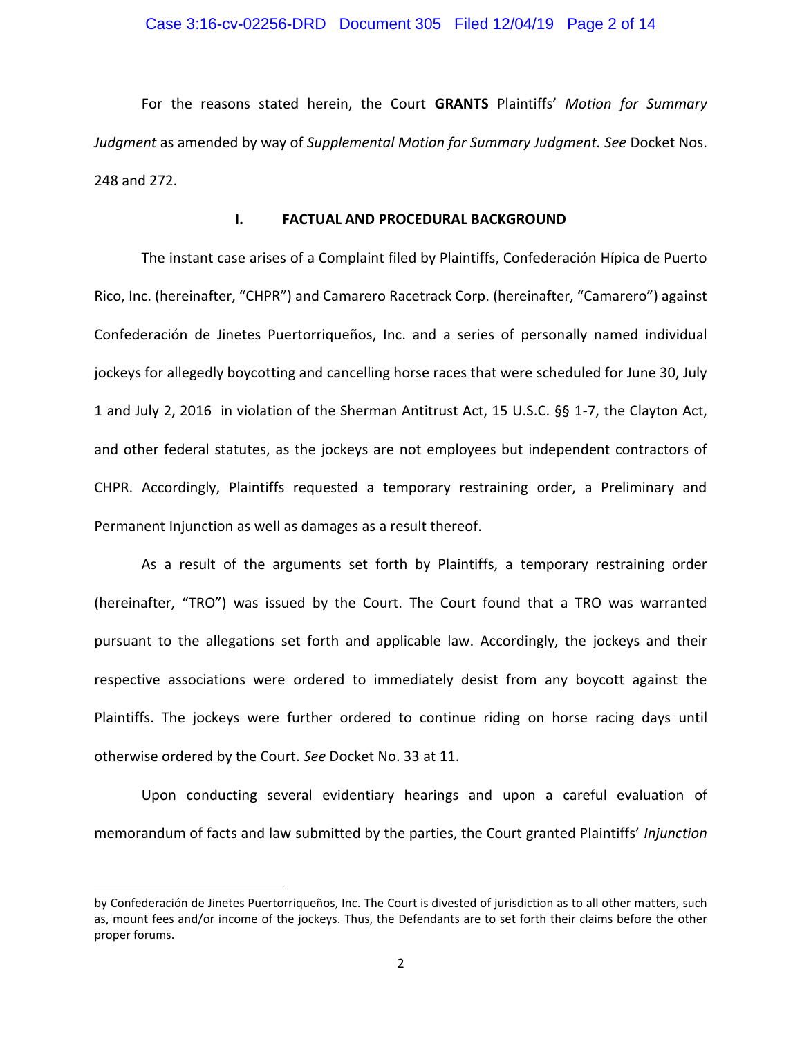For the reasons stated herein, the Court **GRANTS** Plaintiffs' *Motion for Summary Judgment* as amended by way of *Supplemental Motion for Summary Judgment. See* Docket Nos. 248 and 272.

## I. FACTUAL AND PROCEDURAL BACKGROUND

The instant case arises of a Complaint filed by Plaintiffs, Confederación Hípica de Puerto Rico, Inc. (hereinafter, "CHPR") and Camarero Racetrack Corp. (hereinafter, "Camarero") against Confederación de Jinetes Puertorriqueños, Inc. and a series of personally named individual jockeys for allegedly boycotting and cancelling horse races that were scheduled for June 30, July 1 and July 2, 2016 in violation of the Sherman Antitrust Act, 15 U.S.C. §§ 1-7, the Clayton Act, and other federal statutes, as the jockeys are not employees but independent contractors of CHPR. Accordingly, Plaintiffs requested a temporary restraining order, a Preliminary and Permanent Injunction as well as damages as a result thereof.

As a result of the arguments set forth by Plaintiffs, a temporary restraining order (hereinafter, "TRO") was issued by the Court. The Court found that a TRO was warranted pursuant to the allegations set forth and applicable law. Accordingly, the jockeys and their respective associations were ordered to immediately desist from any boycott against the Plaintiffs. The jockeys were further ordered to continue riding on horse racing days until otherwise ordered by the Court. *See* Docket No. 33 at 11.

Upon conducting several evidentiary hearings and upon a careful evaluation of memorandum of facts and law submitted by the parties, the Court granted Plaintiffs' *Injunction*

---

by Confederación de Jinetes Puertorriqueños, Inc. The Court is divested of jurisdiction as to all other matters, such as, mount fees and/or income of the jockeys. Thus, the Defendants are to set forth their claims before the other proper forums.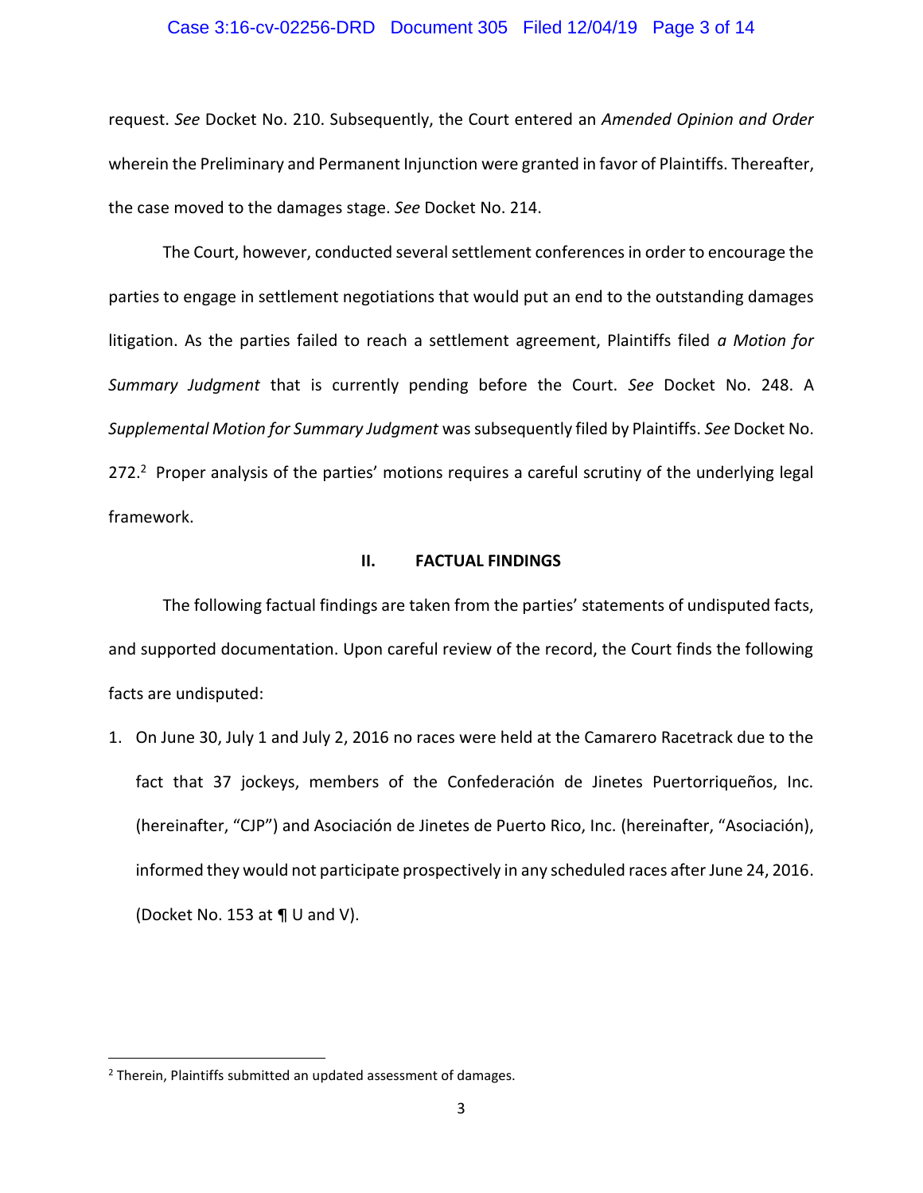request. *See* Docket No. 210. Subsequently, the Court entered an *Amended Opinion and Order* wherein the Preliminary and Permanent Injunction were granted in favor of Plaintiffs. Thereafter, the case moved to the damages stage. *See* Docket No. 214.

The Court, however, conducted several settlement conferences in order to encourage the parties to engage in settlement negotiations that would put an end to the outstanding damages litigation. As the parties failed to reach a settlement agreement, Plaintiffs filed *a Motion for Summary Judgment* that is currently pending before the Court. *See* Docket No. 248. A *Supplemental Motion for Summary Judgment* was subsequently filed by Plaintiffs. *See* Docket No. 272.[2] Proper analysis of the parties' motions requires a careful scrutiny of the underlying legal framework.

## II. FACTUAL FINDINGS

The following factual findings are taken from the parties' statements of undisputed facts, and supported documentation. Upon careful review of the record, the Court finds the following facts are undisputed:

1. On June 30, July 1 and July 2, 2016 no races were held at the Camarero Racetrack due to the fact that 37 jockeys, members of the Confederación de Jinetes Puertorriqueños, Inc. (hereinafter, "CJP") and Asociación de Jinetes de Puerto Rico, Inc. (hereinafter, "Asociación), informed they would not participate prospectively in any scheduled races after June 24, 2016. (Docket No. 153 at ¶ U and V).

---

[2] Therein, Plaintiffs submitted an updated assessment of damages.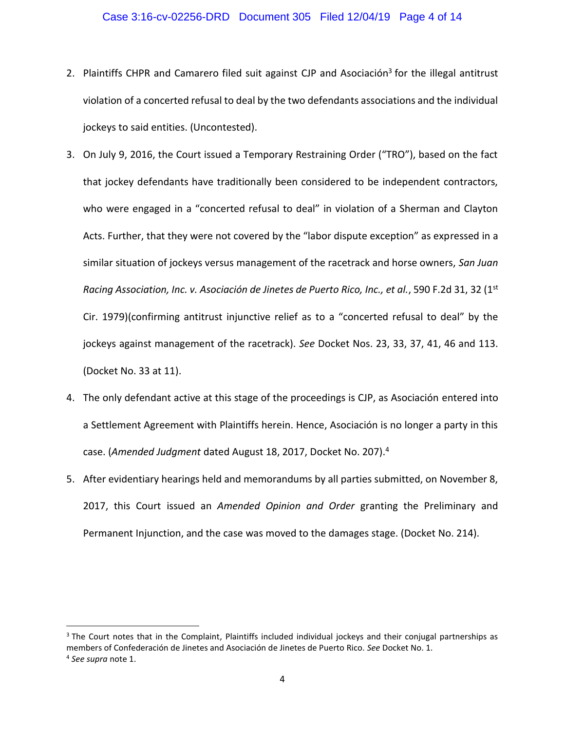2. Plaintiffs CHPR and Camarero filed suit against CJP and Asociación[3] for the illegal antitrust violation of a concerted refusal to deal by the two defendants associations and the individual jockeys to said entities. (Uncontested).

3. On July 9, 2016, the Court issued a Temporary Restraining Order ("TRO"), based on the fact that jockey defendants have traditionally been considered to be independent contractors, who were engaged in a "concerted refusal to deal" in violation of a Sherman and Clayton Acts. Further, that they were not covered by the "labor dispute exception" as expressed in a similar situation of jockeys versus management of the racetrack and horse owners, *San Juan Racing Association, Inc. v. Asociación de Jinetes de Puerto Rico, Inc., et al.*, 590 F.2d 31, 32 (1st Cir. 1979)(confirming antitrust injunctive relief as to a "concerted refusal to deal" by the jockeys against management of the racetrack). *See* Docket Nos. 23, 33, 37, 41, 46 and 113. (Docket No. 33 at 11).

4. The only defendant active at this stage of the proceedings is CJP, as Asociación entered into a Settlement Agreement with Plaintiffs herein. Hence, Asociación is no longer a party in this case. (*Amended Judgment* dated August 18, 2017, Docket No. 207).[4]

5. After evidentiary hearings held and memorandums by all parties submitted, on November 8, 2017, this Court issued an *Amended Opinion and Order* granting the Preliminary and Permanent Injunction, and the case was moved to the damages stage. (Docket No. 214).

---

[3] The Court notes that in the Complaint, Plaintiffs included individual jockeys and their conjugal partnerships as members of Confederación de Jinetes and Asociación de Jinetes de Puerto Rico. *See* Docket No. 1.

[4] *See supra* note 1.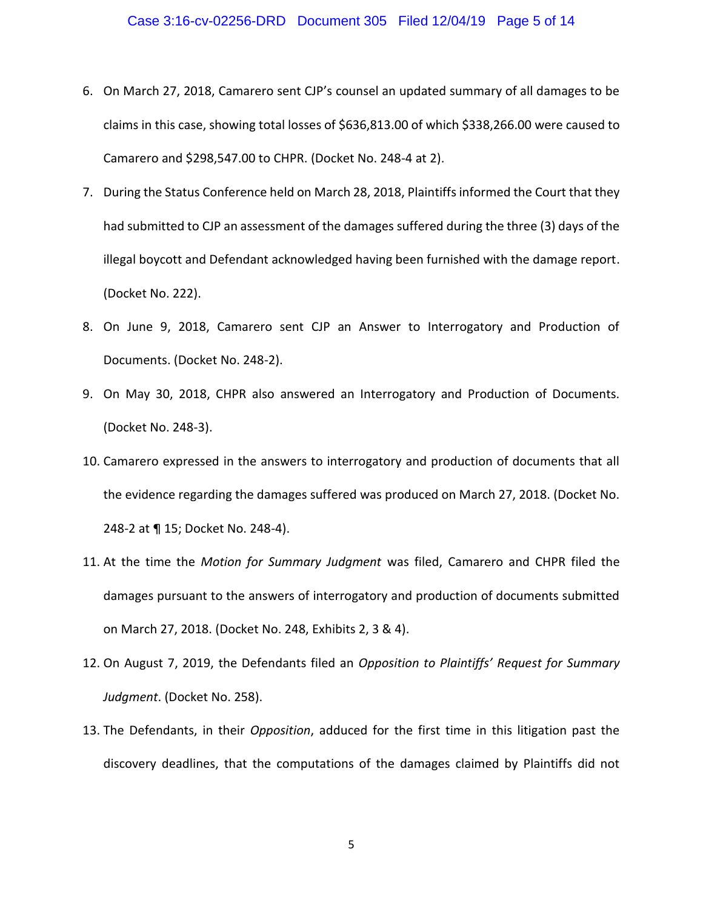6. On March 27, 2018, Camarero sent CJP's counsel an updated summary of all damages to be claims in this case, showing total losses of $636,813.00 of which $338,266.00 were caused to Camarero and $298,547.00 to CHPR. (Docket No. 248-4 at 2).
7. During the Status Conference held on March 28, 2018, Plaintiffs informed the Court that they had submitted to CJP an assessment of the damages suffered during the three (3) days of the illegal boycott and Defendant acknowledged having been furnished with the damage report. (Docket No. 222).
8. On June 9, 2018, Camarero sent CJP an Answer to Interrogatory and Production of Documents. (Docket No. 248-2).
9. On May 30, 2018, CHPR also answered an Interrogatory and Production of Documents. (Docket No. 248-3).
10. Camarero expressed in the answers to interrogatory and production of documents that all the evidence regarding the damages suffered was produced on March 27, 2018. (Docket No. 248-2 at ¶ 15; Docket No. 248-4).
11. At the time the *Motion for Summary Judgment* was filed, Camarero and CHPR filed the damages pursuant to the answers of interrogatory and production of documents submitted on March 27, 2018. (Docket No. 248, Exhibits 2, 3 & 4).
12. On August 7, 2019, the Defendants filed an *Opposition to Plaintiffs' Request for Summary Judgment*. (Docket No. 258).
13. The Defendants, in their *Opposition*, adduced for the first time in this litigation past the discovery deadlines, that the computations of the damages claimed by Plaintiffs did not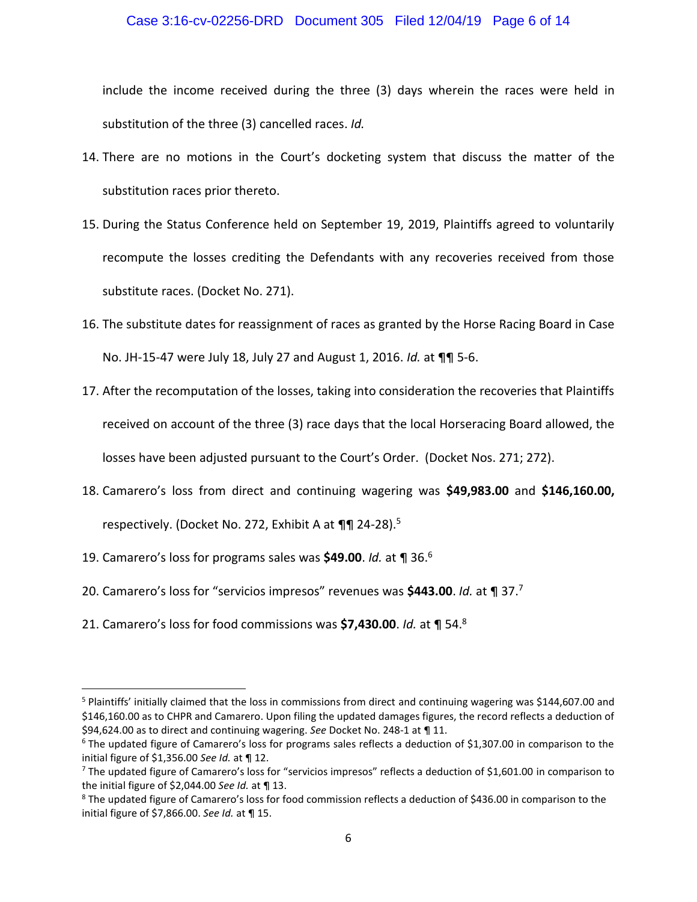include the income received during the three (3) days wherein the races were held in substitution of the three (3) cancelled races. *Id.*

14. There are no motions in the Court's docketing system that discuss the matter of the substitution races prior thereto.

15. During the Status Conference held on September 19, 2019, Plaintiffs agreed to voluntarily recompute the losses crediting the Defendants with any recoveries received from those substitute races. (Docket No. 271).

16. The substitute dates for reassignment of races as granted by the Horse Racing Board in Case No. JH-15-47 were July 18, July 27 and August 1, 2016. *Id.* at ¶¶ 5-6.

17. After the recomputation of the losses, taking into consideration the recoveries that Plaintiffs received on account of the three (3) race days that the local Horseracing Board allowed, the losses have been adjusted pursuant to the Court's Order. (Docket Nos. 271; 272).

18. Camarero's loss from direct and continuing wagering was **$49,983.00** and **$146,160.00,** respectively. (Docket No. 272, Exhibit A at ¶¶ 24-28).[5]

19. Camarero's loss for programs sales was **$49.00**. *Id.* at ¶ 36.[6]

20. Camarero's loss for "servicios impresos" revenues was **$443.00**. *Id.* at ¶ 37.[7]

21. Camarero's loss for food commissions was **$7,430.00**. *Id.* at ¶ 54.[8]

---

[5] Plaintiffs' initially claimed that the loss in commissions from direct and continuing wagering was $144,607.00 and $146,160.00 as to CHPR and Camarero. Upon filing the updated damages figures, the record reflects a deduction of $94,624.00 as to direct and continuing wagering. *See* Docket No. 248-1 at ¶ 11.

[6] The updated figure of Camarero's loss for programs sales reflects a deduction of $1,307.00 in comparison to the initial figure of $1,356.00 *See Id.* at ¶ 12.

[7] The updated figure of Camarero's loss for "servicios impresos" reflects a deduction of $1,601.00 in comparison to the initial figure of $2,044.00 *See Id.* at ¶ 13.

[8] The updated figure of Camarero's loss for food commission reflects a deduction of $436.00 in comparison to the initial figure of $7,866.00. *See Id.* at ¶ 15.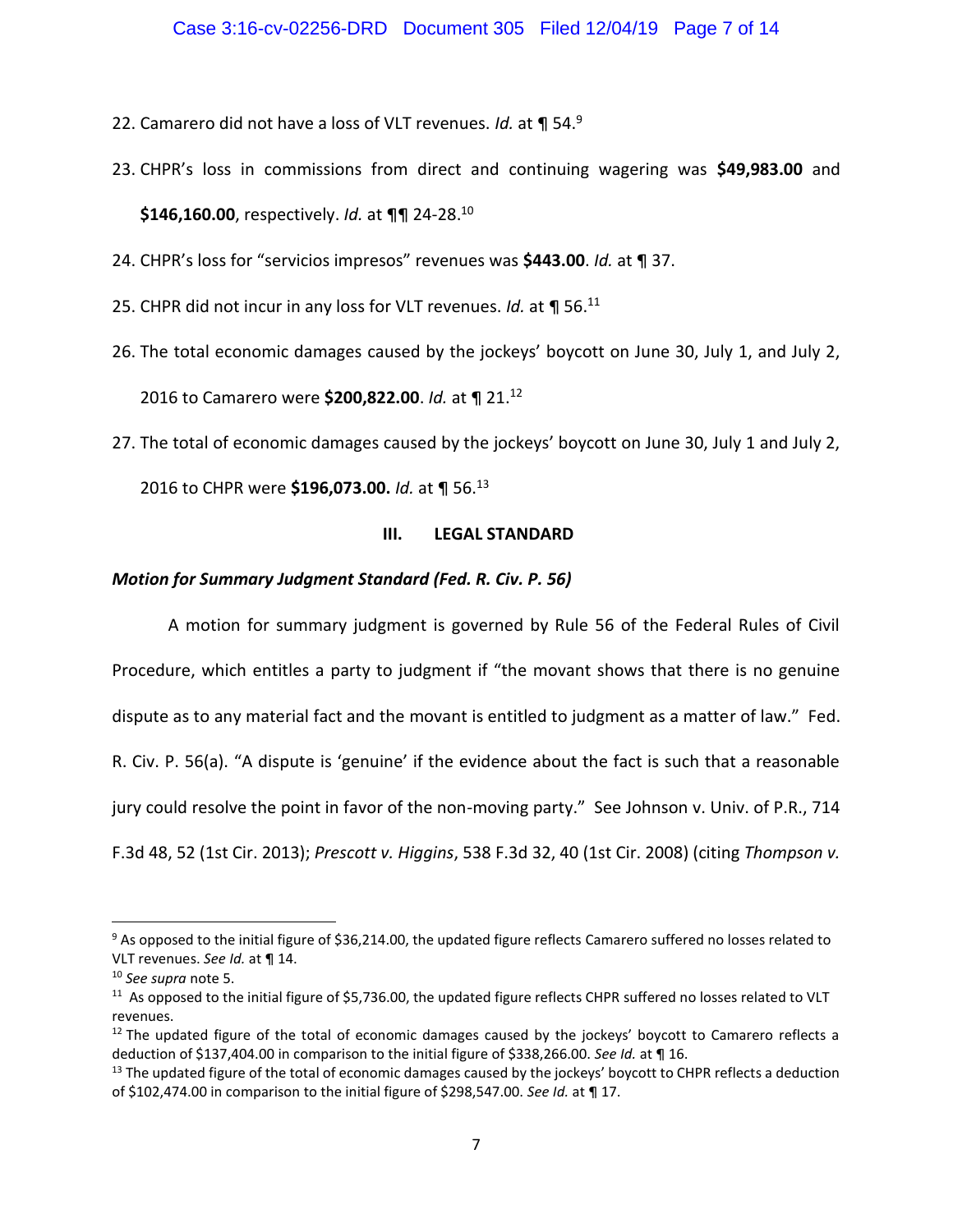22. Camarero did not have a loss of VLT revenues. *Id.* at ¶ 54.[9]

23. CHPR's loss in commissions from direct and continuing wagering was **$49,983.00** and **$146,160.00**, respectively. *Id.* at ¶¶ 24-28.[10]

24. CHPR's loss for "servicios impresos" revenues was **$443.00**. *Id.* at ¶ 37.

25. CHPR did not incur in any loss for VLT revenues. *Id.* at ¶ 56.[11]

26. The total economic damages caused by the jockeys' boycott on June 30, July 1, and July 2, 2016 to Camarero were **$200,822.00**. *Id.* at ¶ 21.[12]

27. The total of economic damages caused by the jockeys' boycott on June 30, July 1 and July 2, 2016 to CHPR were **$196,073.00.** *Id.* at ¶ 56.[13]

### III. LEGAL STANDARD

***Motion for Summary Judgment Standard (Fed. R. Civ. P. 56)***

A motion for summary judgment is governed by Rule 56 of the Federal Rules of Civil Procedure, which entitles a party to judgment if "the movant shows that there is no genuine dispute as to any material fact and the movant is entitled to judgment as a matter of law." Fed. R. Civ. P. 56(a). "A dispute is 'genuine' if the evidence about the fact is such that a reasonable jury could resolve the point in favor of the non-moving party." See Johnson v. Univ. of P.R., 714 F.3d 48, 52 (1st Cir. 2013); *Prescott v. Higgins*, 538 F.3d 32, 40 (1st Cir. 2008) (citing *Thompson v.*

---

[9] As opposed to the initial figure of $36,214.00, the updated figure reflects Camarero suffered no losses related to VLT revenues. *See Id.* at ¶ 14.

[10] *See supra* note 5.

[11] As opposed to the initial figure of $5,736.00, the updated figure reflects CHPR suffered no losses related to VLT revenues.

[12] The updated figure of the total of economic damages caused by the jockeys' boycott to Camarero reflects a deduction of $137,404.00 in comparison to the initial figure of $338,266.00. *See Id.* at ¶ 16.

[13] The updated figure of the total of economic damages caused by the jockeys' boycott to CHPR reflects a deduction of $102,474.00 in comparison to the initial figure of $298,547.00. *See Id.* at ¶ 17.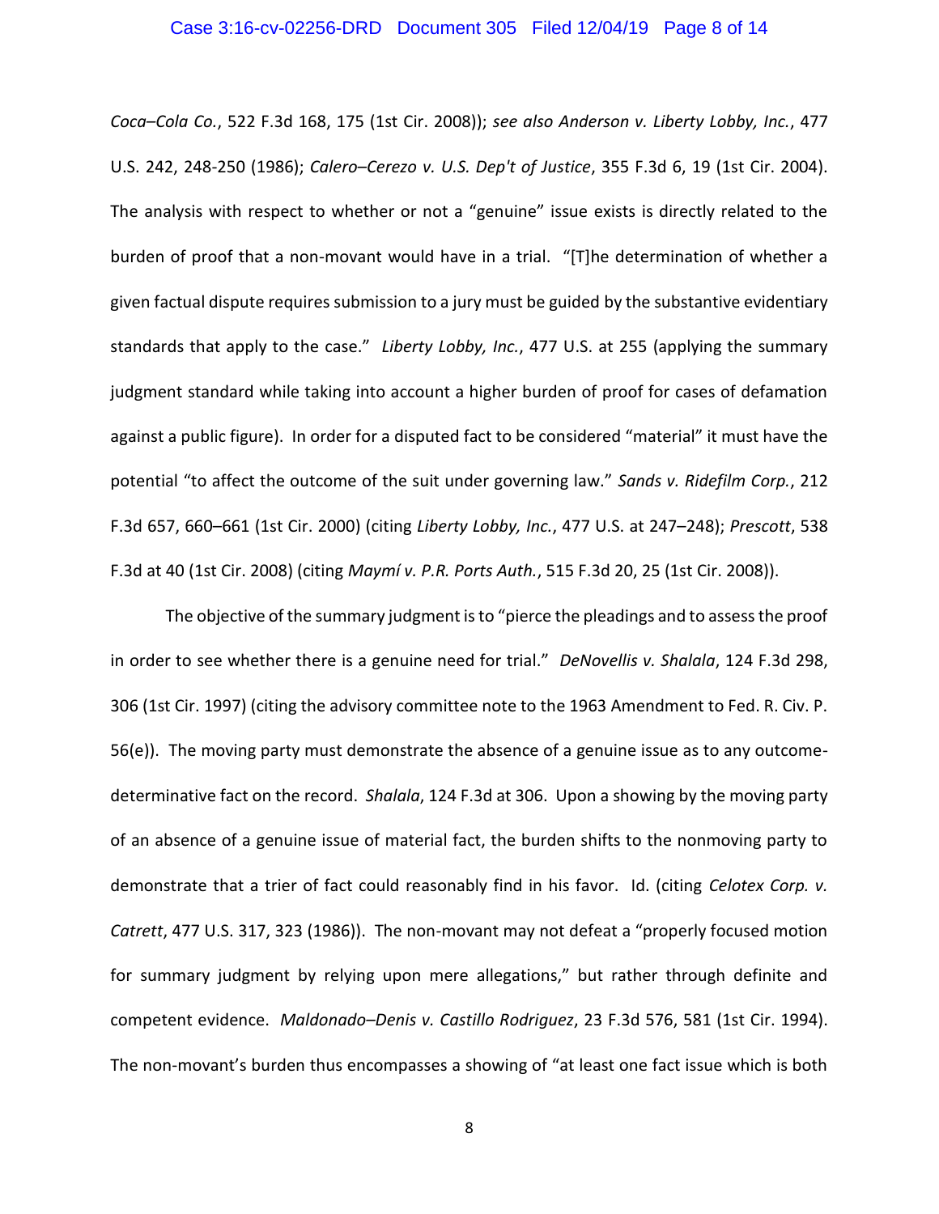*Coca–Cola Co.*, 522 F.3d 168, 175 (1st Cir. 2008)); *see also Anderson v. Liberty Lobby, Inc.*, 477 U.S. 242, 248-250 (1986); *Calero–Cerezo v. U.S. Dep't of Justice*, 355 F.3d 6, 19 (1st Cir. 2004). The analysis with respect to whether or not a "genuine" issue exists is directly related to the burden of proof that a non-movant would have in a trial. "[T]he determination of whether a given factual dispute requires submission to a jury must be guided by the substantive evidentiary standards that apply to the case." *Liberty Lobby, Inc.*, 477 U.S. at 255 (applying the summary judgment standard while taking into account a higher burden of proof for cases of defamation against a public figure). In order for a disputed fact to be considered "material" it must have the potential "to affect the outcome of the suit under governing law." *Sands v. Ridefilm Corp.*, 212 F.3d 657, 660–661 (1st Cir. 2000) (citing *Liberty Lobby, Inc.*, 477 U.S. at 247–248); *Prescott*, 538 F.3d at 40 (1st Cir. 2008) (citing *Maymí v. P.R. Ports Auth.*, 515 F.3d 20, 25 (1st Cir. 2008)).

The objective of the summary judgment is to "pierce the pleadings and to assess the proof in order to see whether there is a genuine need for trial." *DeNovellis v. Shalala*, 124 F.3d 298, 306 (1st Cir. 1997) (citing the advisory committee note to the 1963 Amendment to Fed. R. Civ. P. 56(e)). The moving party must demonstrate the absence of a genuine issue as to any outcome-determinative fact on the record. *Shalala*, 124 F.3d at 306. Upon a showing by the moving party of an absence of a genuine issue of material fact, the burden shifts to the nonmoving party to demonstrate that a trier of fact could reasonably find in his favor. Id. (citing *Celotex Corp. v. Catrett*, 477 U.S. 317, 323 (1986)). The non-movant may not defeat a "properly focused motion for summary judgment by relying upon mere allegations," but rather through definite and competent evidence. *Maldonado–Denis v. Castillo Rodriguez*, 23 F.3d 576, 581 (1st Cir. 1994). The non-movant's burden thus encompasses a showing of "at least one fact issue which is both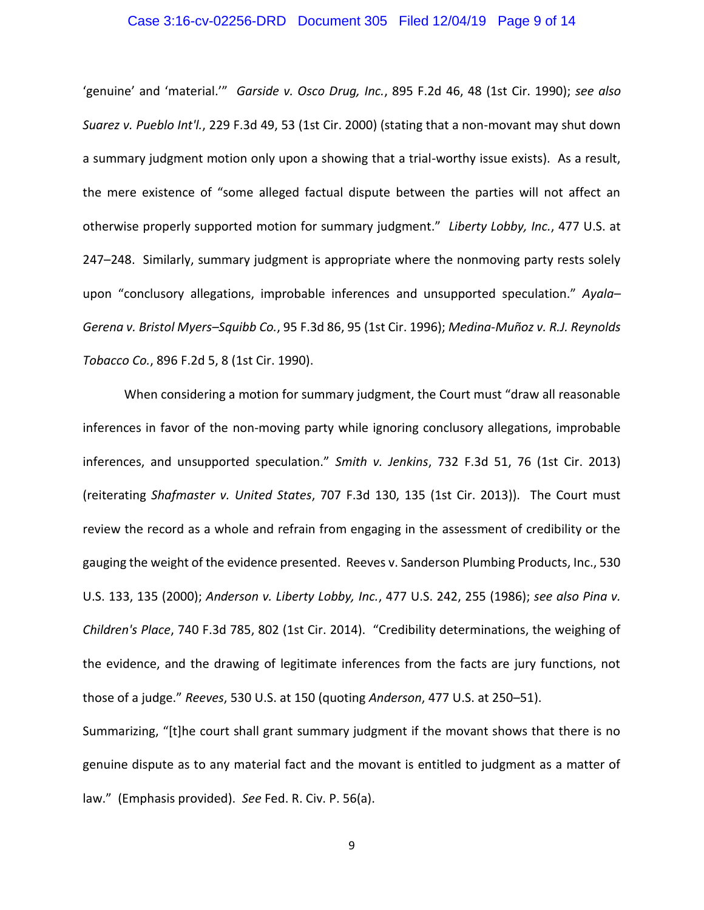'genuine' and 'material.'" *Garside v. Osco Drug, Inc.*, 895 F.2d 46, 48 (1st Cir. 1990); *see also Suarez v. Pueblo Int'l.*, 229 F.3d 49, 53 (1st Cir. 2000) (stating that a non-movant may shut down a summary judgment motion only upon a showing that a trial-worthy issue exists). As a result, the mere existence of "some alleged factual dispute between the parties will not affect an otherwise properly supported motion for summary judgment." *Liberty Lobby, Inc.*, 477 U.S. at 247–248. Similarly, summary judgment is appropriate where the nonmoving party rests solely upon "conclusory allegations, improbable inferences and unsupported speculation." *Ayala–Gerena v. Bristol Myers–Squibb Co.*, 95 F.3d 86, 95 (1st Cir. 1996); *Medina-Muñoz v. R.J. Reynolds Tobacco Co.*, 896 F.2d 5, 8 (1st Cir. 1990).

When considering a motion for summary judgment, the Court must "draw all reasonable inferences in favor of the non-moving party while ignoring conclusory allegations, improbable inferences, and unsupported speculation." *Smith v. Jenkins*, 732 F.3d 51, 76 (1st Cir. 2013) (reiterating *Shafmaster v. United States*, 707 F.3d 130, 135 (1st Cir. 2013)). The Court must review the record as a whole and refrain from engaging in the assessment of credibility or the gauging the weight of the evidence presented. Reeves v. Sanderson Plumbing Products, Inc., 530 U.S. 133, 135 (2000); *Anderson v. Liberty Lobby, Inc.*, 477 U.S. 242, 255 (1986); *see also Pina v. Children's Place*, 740 F.3d 785, 802 (1st Cir. 2014). "Credibility determinations, the weighing of the evidence, and the drawing of legitimate inferences from the facts are jury functions, not those of a judge." *Reeves*, 530 U.S. at 150 (quoting *Anderson*, 477 U.S. at 250–51). Summarizing, "[t]he court shall grant summary judgment if the movant shows that there is no genuine dispute as to any material fact and the movant is entitled to judgment as a matter of law." (Emphasis provided). *See* Fed. R. Civ. P. 56(a).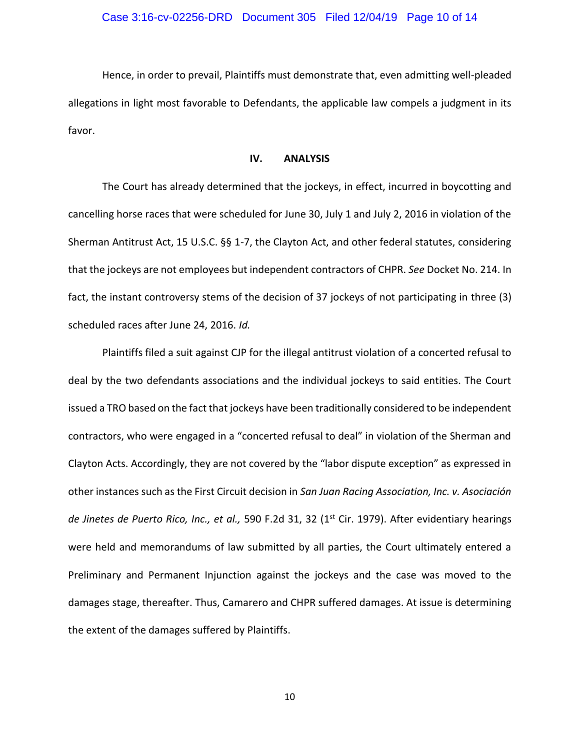Hence, in order to prevail, Plaintiffs must demonstrate that, even admitting well-pleaded allegations in light most favorable to Defendants, the applicable law compels a judgment in its favor.

## IV. ANALYSIS

The Court has already determined that the jockeys, in effect, incurred in boycotting and cancelling horse races that were scheduled for June 30, July 1 and July 2, 2016 in violation of the Sherman Antitrust Act, 15 U.S.C. §§ 1-7, the Clayton Act, and other federal statutes, considering that the jockeys are not employees but independent contractors of CHPR. *See* Docket No. 214. In fact, the instant controversy stems of the decision of 37 jockeys of not participating in three (3) scheduled races after June 24, 2016. *Id.*

Plaintiffs filed a suit against CJP for the illegal antitrust violation of a concerted refusal to deal by the two defendants associations and the individual jockeys to said entities. The Court issued a TRO based on the fact that jockeys have been traditionally considered to be independent contractors, who were engaged in a "concerted refusal to deal" in violation of the Sherman and Clayton Acts. Accordingly, they are not covered by the "labor dispute exception" as expressed in other instances such as the First Circuit decision in *San Juan Racing Association, Inc. v. Asociación de Jinetes de Puerto Rico, Inc., et al.,* 590 F.2d 31, 32 (1st Cir. 1979). After evidentiary hearings were held and memorandums of law submitted by all parties, the Court ultimately entered a Preliminary and Permanent Injunction against the jockeys and the case was moved to the damages stage, thereafter. Thus, Camarero and CHPR suffered damages. At issue is determining the extent of the damages suffered by Plaintiffs.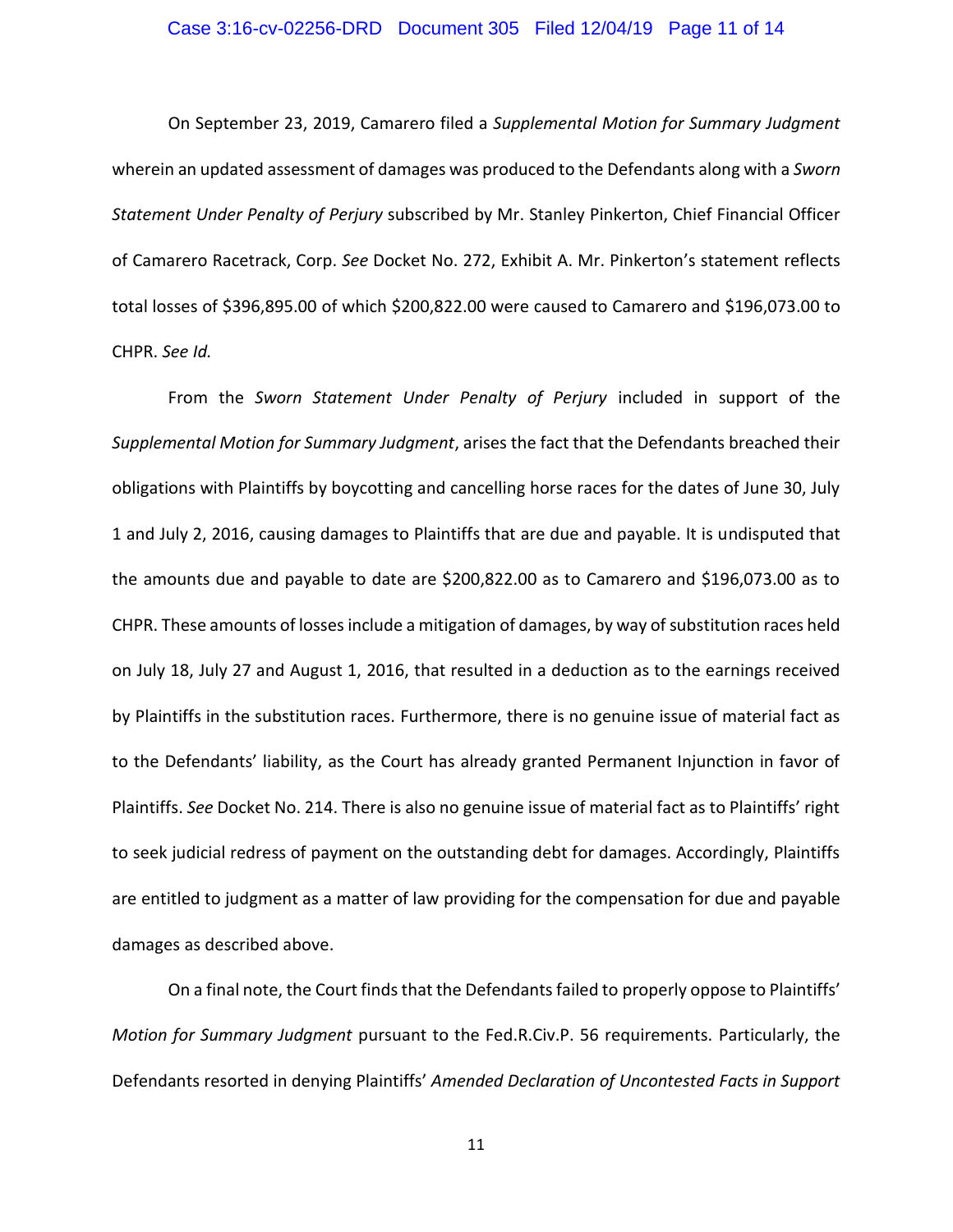On September 23, 2019, Camarero filed a *Supplemental Motion for Summary Judgment* wherein an updated assessment of damages was produced to the Defendants along with a *Sworn Statement Under Penalty of Perjury* subscribed by Mr. Stanley Pinkerton, Chief Financial Officer of Camarero Racetrack, Corp. *See* Docket No. 272, Exhibit A. Mr. Pinkerton's statement reflects total losses of $396,895.00 of which $200,822.00 were caused to Camarero and $196,073.00 to CHPR. *See Id.*

From the *Sworn Statement Under Penalty of Perjury* included in support of the *Supplemental Motion for Summary Judgment*, arises the fact that the Defendants breached their obligations with Plaintiffs by boycotting and cancelling horse races for the dates of June 30, July 1 and July 2, 2016, causing damages to Plaintiffs that are due and payable. It is undisputed that the amounts due and payable to date are $200,822.00 as to Camarero and $196,073.00 as to CHPR. These amounts of losses include a mitigation of damages, by way of substitution races held on July 18, July 27 and August 1, 2016, that resulted in a deduction as to the earnings received by Plaintiffs in the substitution races. Furthermore, there is no genuine issue of material fact as to the Defendants' liability, as the Court has already granted Permanent Injunction in favor of Plaintiffs. *See* Docket No. 214. There is also no genuine issue of material fact as to Plaintiffs' right to seek judicial redress of payment on the outstanding debt for damages. Accordingly, Plaintiffs are entitled to judgment as a matter of law providing for the compensation for due and payable damages as described above.

On a final note, the Court finds that the Defendants failed to properly oppose to Plaintiffs' *Motion for Summary Judgment* pursuant to the Fed.R.Civ.P. 56 requirements. Particularly, the Defendants resorted in denying Plaintiffs' *Amended Declaration of Uncontested Facts in Support*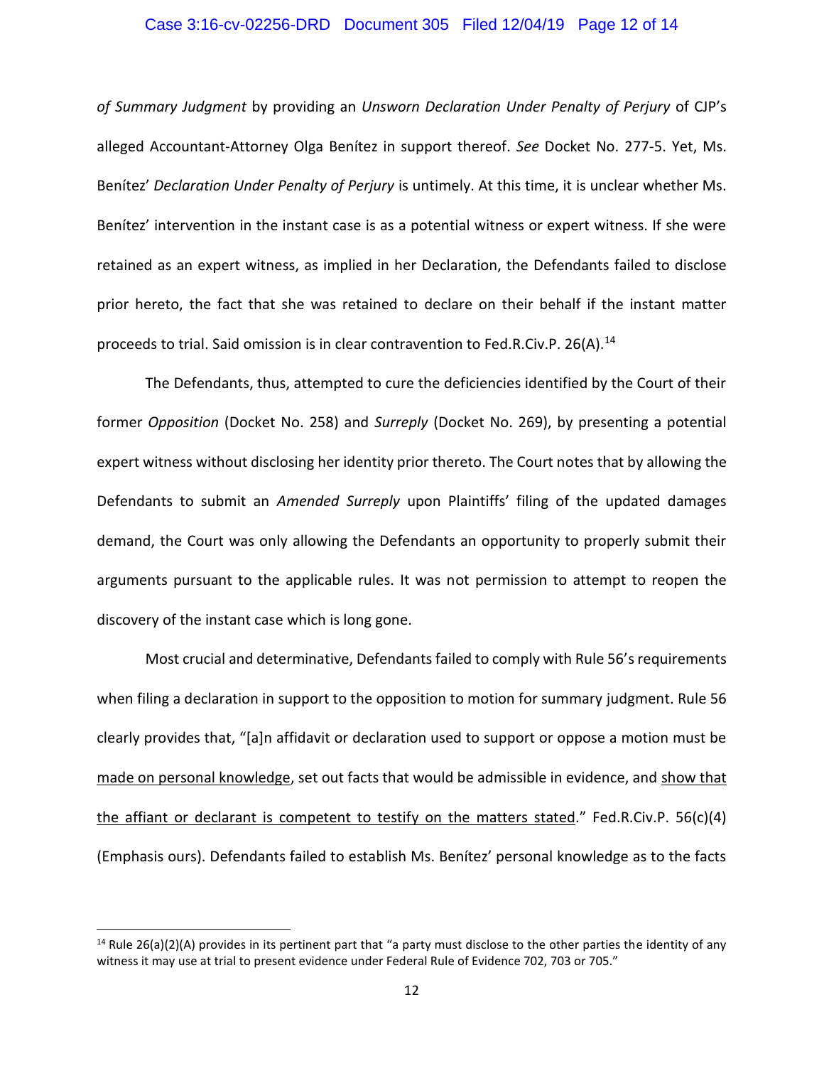*of Summary Judgment* by providing an *Unsworn Declaration Under Penalty of Perjury* of CJP's alleged Accountant-Attorney Olga Benítez in support thereof. *See* Docket No. 277-5. Yet, Ms. Benítez' *Declaration Under Penalty of Perjury* is untimely. At this time, it is unclear whether Ms. Benítez' intervention in the instant case is as a potential witness or expert witness. If she were retained as an expert witness, as implied in her Declaration, the Defendants failed to disclose prior hereto, the fact that she was retained to declare on their behalf if the instant matter proceeds to trial. Said omission is in clear contravention to Fed.R.Civ.P. 26(A).[14]

The Defendants, thus, attempted to cure the deficiencies identified by the Court of their former *Opposition* (Docket No. 258) and *Surreply* (Docket No. 269), by presenting a potential expert witness without disclosing her identity prior thereto. The Court notes that by allowing the Defendants to submit an *Amended Surreply* upon Plaintiffs' filing of the updated damages demand, the Court was only allowing the Defendants an opportunity to properly submit their arguments pursuant to the applicable rules. It was not permission to attempt to reopen the discovery of the instant case which is long gone.

Most crucial and determinative, Defendants failed to comply with Rule 56's requirements when filing a declaration in support to the opposition to motion for summary judgment. Rule 56 clearly provides that, "[a]n affidavit or declaration used to support or oppose a motion must be <u>made on personal knowledge</u>, set out facts that would be admissible in evidence, and <u>show that the affiant or declarant is competent to testify on the matters stated</u>." Fed.R.Civ.P. 56(c)(4) (Emphasis ours). Defendants failed to establish Ms. Benítez' personal knowledge as to the facts

---

[14] Rule 26(a)(2)(A) provides in its pertinent part that "a party must disclose to the other parties the identity of any witness it may use at trial to present evidence under Federal Rule of Evidence 702, 703 or 705."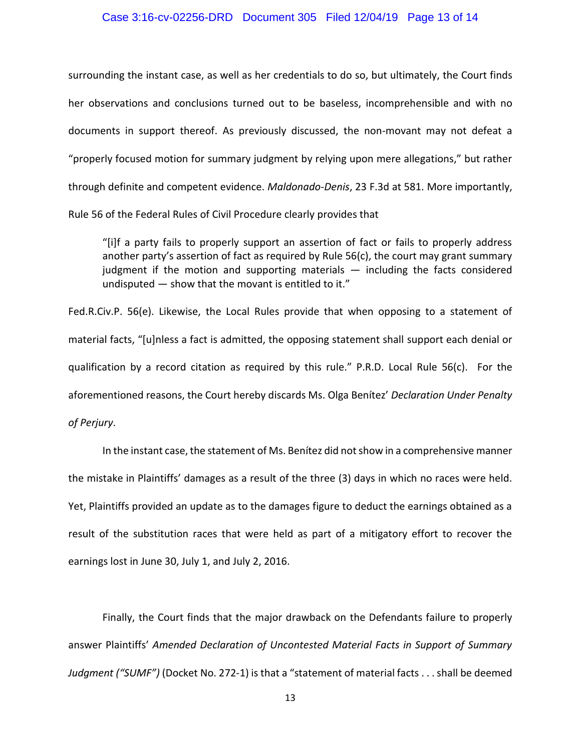surrounding the instant case, as well as her credentials to do so, but ultimately, the Court finds her observations and conclusions turned out to be baseless, incomprehensible and with no documents in support thereof. As previously discussed, the non-movant may not defeat a "properly focused motion for summary judgment by relying upon mere allegations," but rather through definite and competent evidence. *Maldonado-Denis*, 23 F.3d at 581. More importantly, Rule 56 of the Federal Rules of Civil Procedure clearly provides that

> "[i]f a party fails to properly support an assertion of fact or fails to properly address another party's assertion of fact as required by Rule 56(c), the court may grant summary judgment if the motion and supporting materials — including the facts considered undisputed — show that the movant is entitled to it."

Fed.R.Civ.P. 56(e). Likewise, the Local Rules provide that when opposing to a statement of material facts, "[u]nless a fact is admitted, the opposing statement shall support each denial or qualification by a record citation as required by this rule." P.R.D. Local Rule 56(c). For the aforementioned reasons, the Court hereby discards Ms. Olga Benítez' *Declaration Under Penalty of Perjury*.

In the instant case, the statement of Ms. Benítez did not show in a comprehensive manner the mistake in Plaintiffs' damages as a result of the three (3) days in which no races were held. Yet, Plaintiffs provided an update as to the damages figure to deduct the earnings obtained as a result of the substitution races that were held as part of a mitigatory effort to recover the earnings lost in June 30, July 1, and July 2, 2016.

Finally, the Court finds that the major drawback on the Defendants failure to properly answer Plaintiffs' *Amended Declaration of Uncontested Material Facts in Support of Summary Judgment ("SUMF")* (Docket No. 272-1) is that a "statement of material facts . . . shall be deemed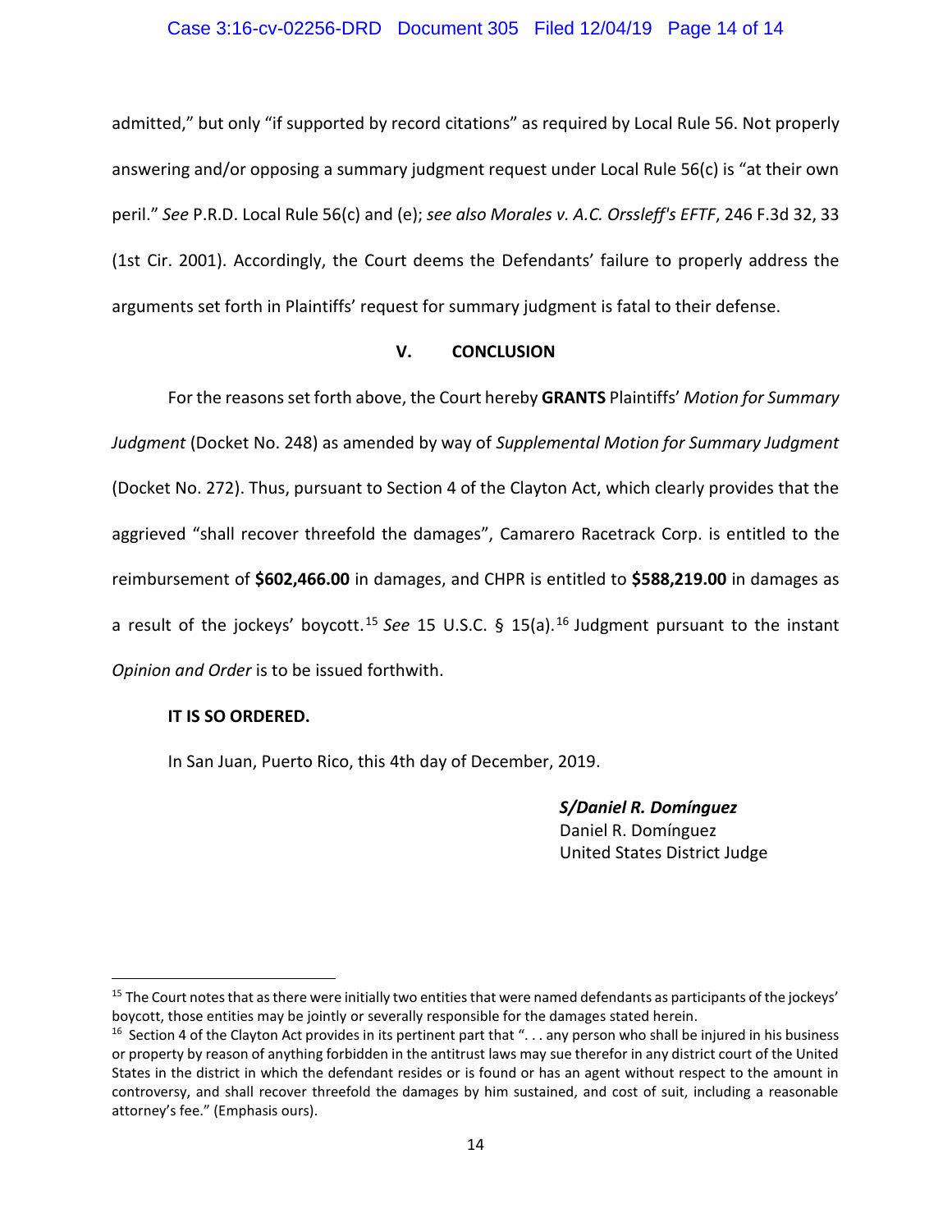admitted," but only "if supported by record citations" as required by Local Rule 56. Not properly answering and/or opposing a summary judgment request under Local Rule 56(c) is "at their own peril." *See* P.R.D. Local Rule 56(c) and (e); *see also Morales v. A.C. Orssleff's EFTF*, 246 F.3d 32, 33 (1st Cir. 2001). Accordingly, the Court deems the Defendants' failure to properly address the arguments set forth in Plaintiffs' request for summary judgment is fatal to their defense.

## V. CONCLUSION

For the reasons set forth above, the Court hereby **GRANTS** Plaintiffs' *Motion for Summary Judgment* (Docket No. 248) as amended by way of *Supplemental Motion for Summary Judgment* (Docket No. 272). Thus, pursuant to Section 4 of the Clayton Act, which clearly provides that the aggrieved "shall recover threefold the damages", Camarero Racetrack Corp. is entitled to the reimbursement of **$602,466.00** in damages, and CHPR is entitled to **$588,219.00** in damages as a result of the jockeys' boycott.[15] *See* 15 U.S.C. § 15(a).[16] Judgment pursuant to the instant *Opinion and Order* is to be issued forthwith.

**IT IS SO ORDERED.**

In San Juan, Puerto Rico, this 4th day of December, 2019.

***S/Daniel R. Domínguez***
Daniel R. Domínguez
United States District Judge

---

[15] The Court notes that as there were initially two entities that were named defendants as participants of the jockeys' boycott, those entities may be jointly or severally responsible for the damages stated herein.

[16] Section 4 of the Clayton Act provides in its pertinent part that ". . . any person who shall be injured in his business or property by reason of anything forbidden in the antitrust laws may sue therefor in any district court of the United States in the district in which the defendant resides or is found or has an agent without respect to the amount in controversy, and shall recover threefold the damages by him sustained, and cost of suit, including a reasonable attorney's fee." (Emphasis ours).